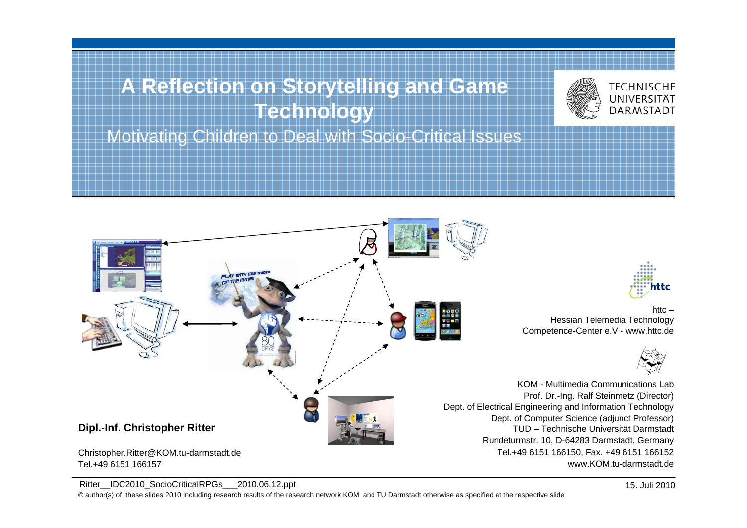# A Reflection on Storytelling and Game Technology

## Motivating Children to Deal with Socio-Critical Issues

TECHNISCHE UNIVERSITÄT DARMSTADT

httc – Hessian Telemedia Technology Competence-Center e.V - www.httc.de

KOM - Multimedia Communications Lab
Prof. Dr.-Ing. Ralf Steinmetz (Director)
Dept. of Electrical Engineering and Information Technology
Dept. of Computer Science (adjunct Professor)
TUD – Technische Universität Darmstadt
Rundeturmstr. 10, D-64283 Darmstadt, Germany
Tel.+49 6151 166150, Fax. +49 6151 166152
www.KOM.tu-darmstadt.de

**Dipl.-Inf. Christopher Ritter**

Christopher.Ritter@KOM.tu-darmstadt.de
Tel.+49 6151 166157

Ritter__IDC2010_SocioCriticalRPGs___2010.06.12.ppt

15. Juli 2010

© author(s) of these slides 2010 including research results of the research network KOM and TU Darmstadt otherwise as specified at the respective slide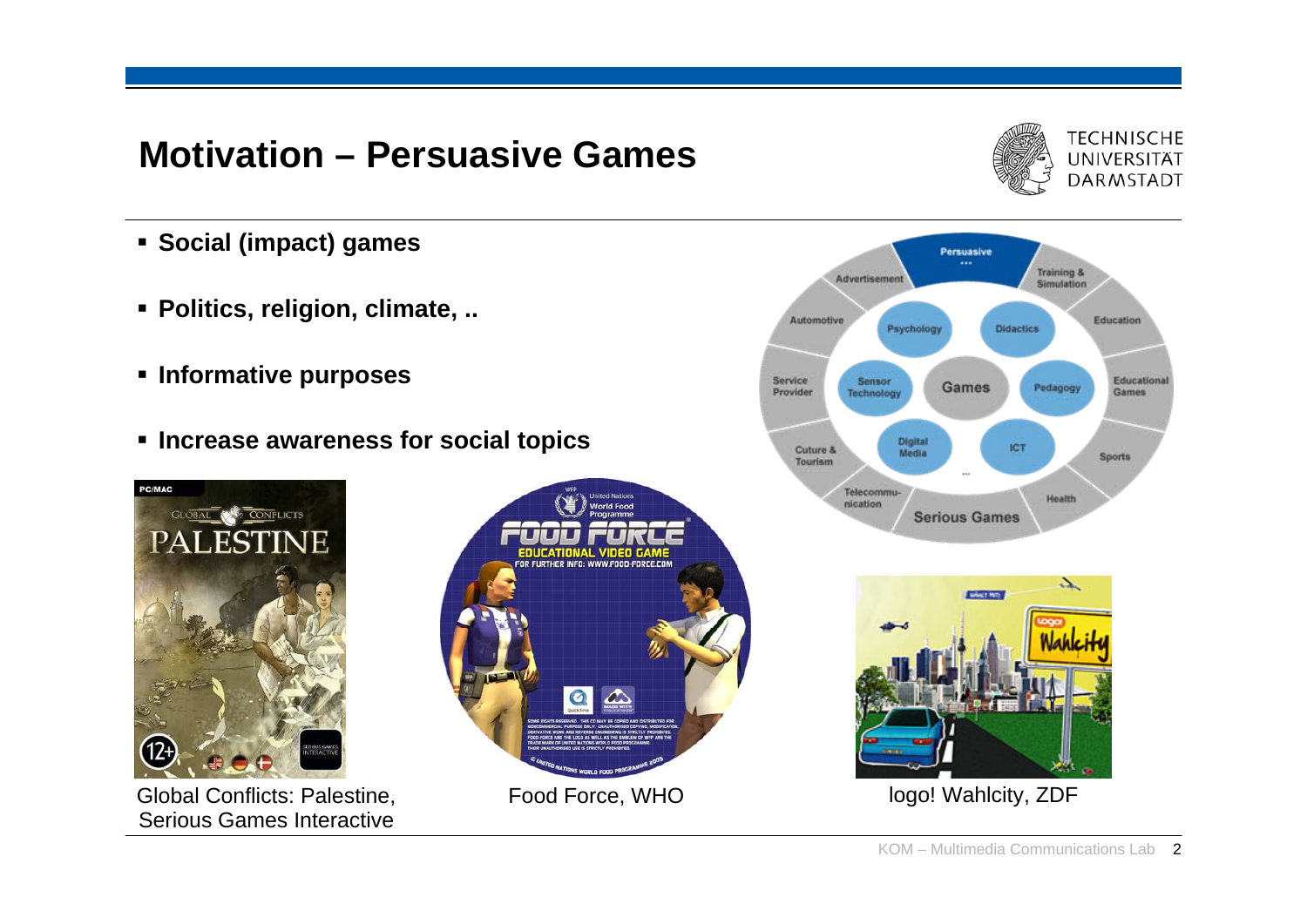# Motivation – Persuasive Games

- **Social (impact) games**
- **Politics, religion, climate, ..**
- **Informative purposes**
- **Increase awareness for social topics**

Global Conflicts: Palestine, Serious Games Interactive

Food Force, WHO

logo! Wahlcity, ZDF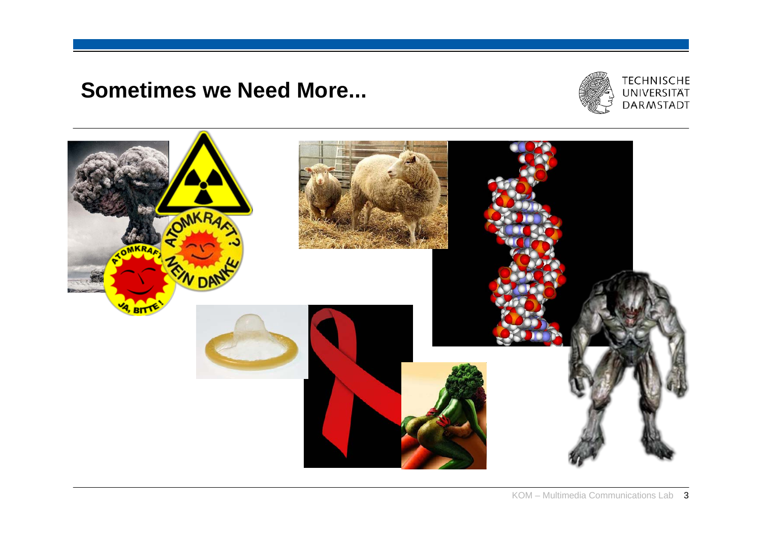## Sometimes we Need More...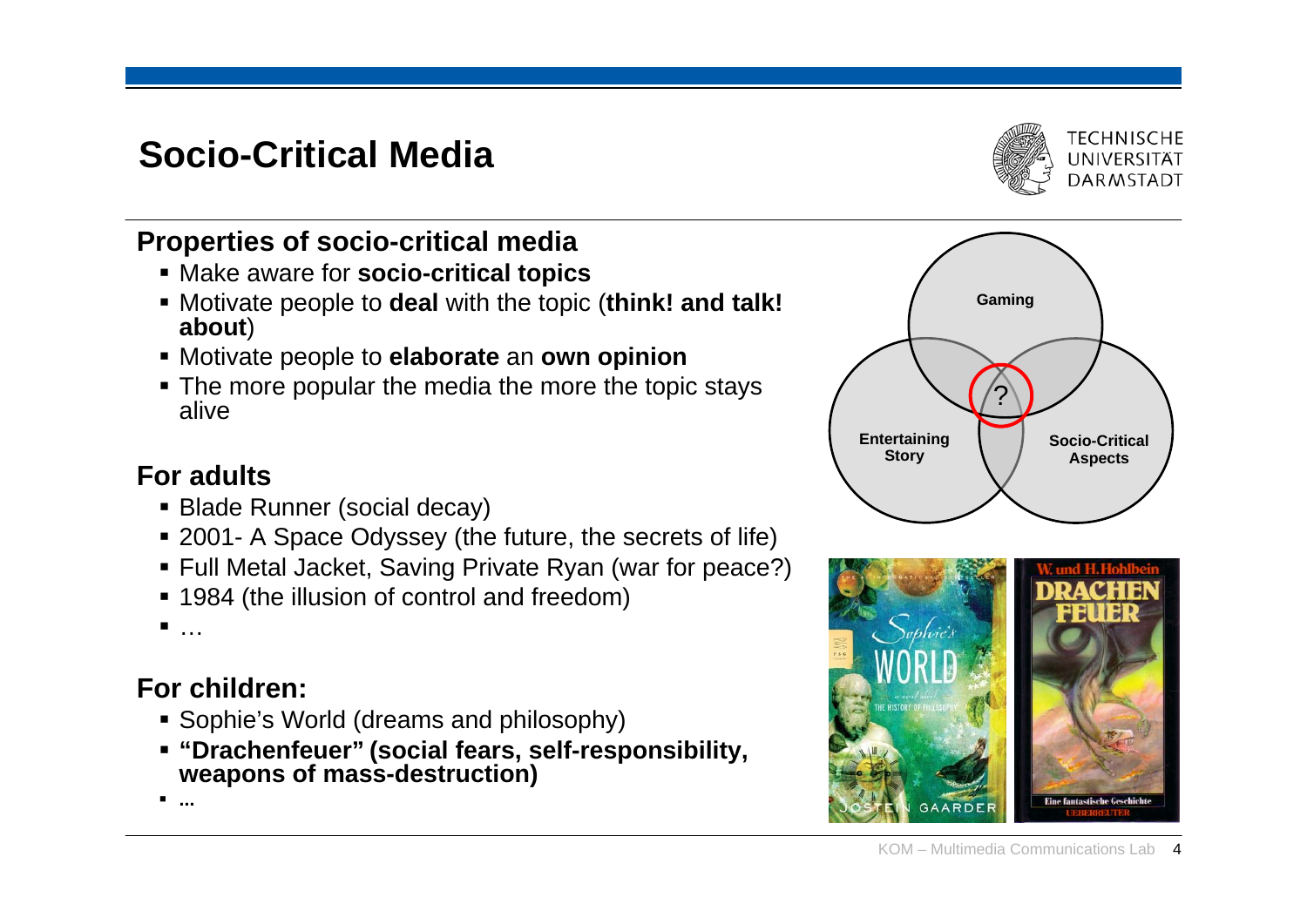# Socio-Critical Media

## Properties of socio-critical media

- Make aware for **socio-critical topics**
- Motivate people to **deal** with the topic (**think! and talk! about**)
- Motivate people to **elaborate** an **own opinion**
- The more popular the media the more the topic stays alive

## For adults

- Blade Runner (social decay)
- 2001- A Space Odyssey (the future, the secrets of life)
- Full Metal Jacket, Saving Private Ryan (war for peace?)
- 1984 (the illusion of control and freedom)
- …

## For children:

- Sophie's World (dreams and philosophy)
- **"Drachenfeuer" (social fears, self-responsibility, weapons of mass-destruction)**
- **…**

Gaming

Entertaining Story

Socio-Critical Aspects

?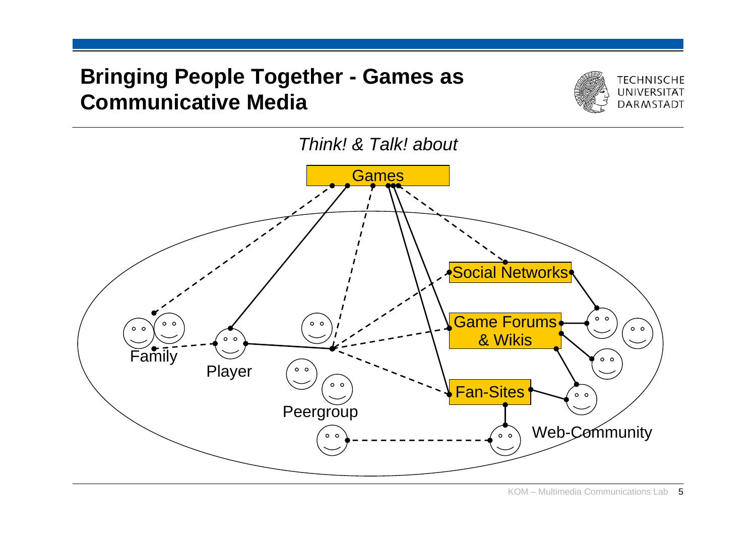# Bringing People Together - Games as Communicative Media

*Think! & Talk! about*

Games

Social Networks

Game Forums & Wikis

Fan-Sites

Family

Player

Peergroup

Web-Community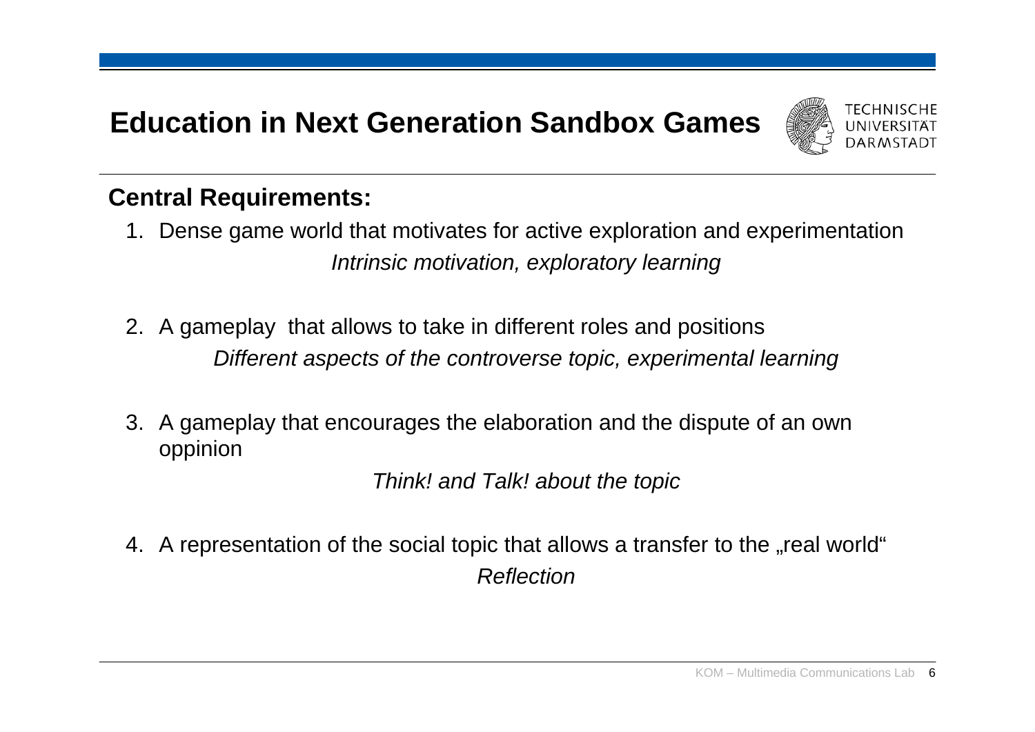# Education in Next Generation Sandbox Games

## Central Requirements:

1. Dense game world that motivates for active exploration and experimentation

   *Intrinsic motivation, exploratory learning*

2. A gameplay that allows to take in different roles and positions

   *Different aspects of the controverse topic, experimental learning*

3. A gameplay that encourages the elaboration and the dispute of an own oppinion

   *Think! and Talk! about the topic*

4. A representation of the social topic that allows a transfer to the „real world"

   *Reflection*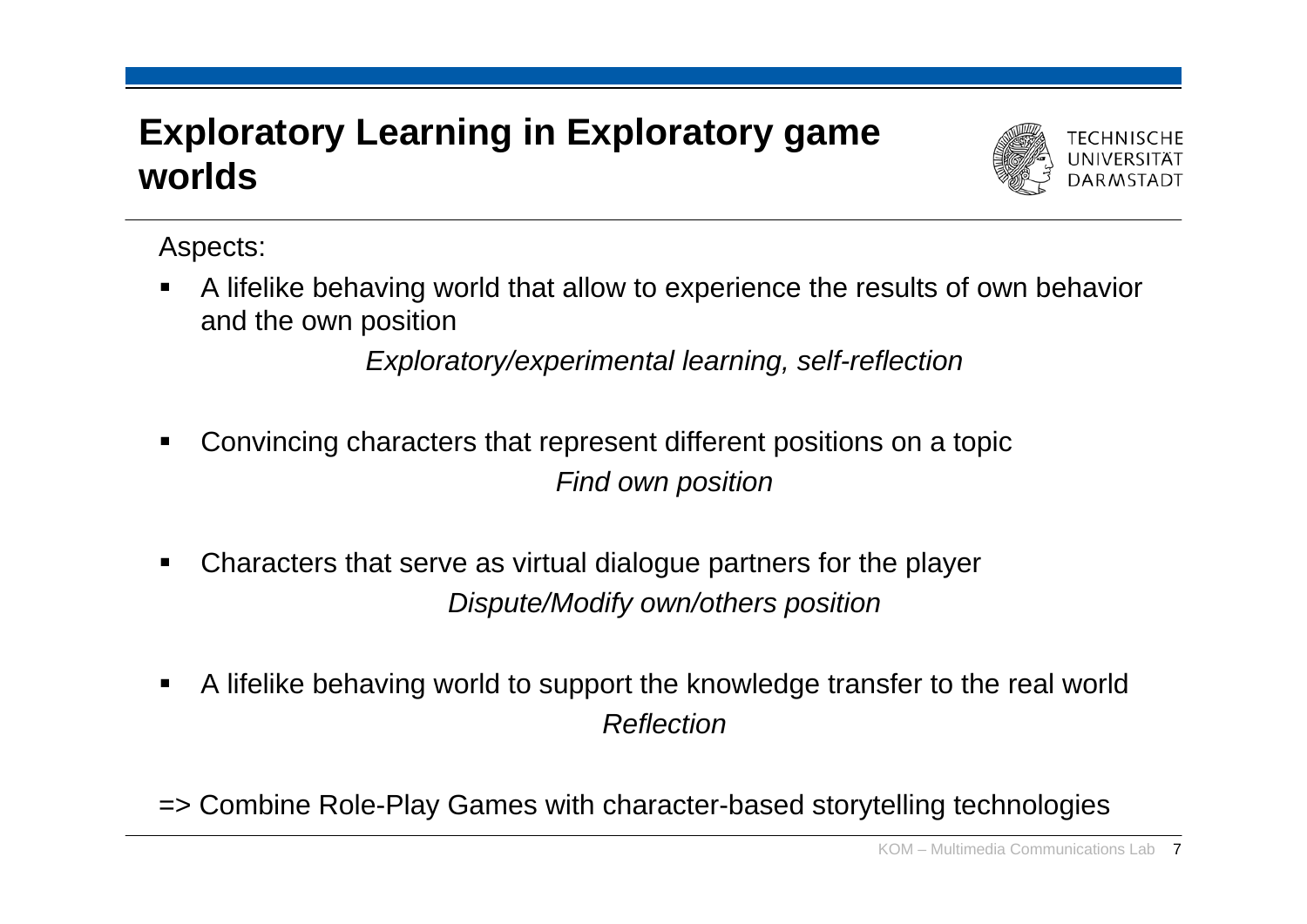# Exploratory Learning in Exploratory game worlds

Aspects:

- A lifelike behaving world that allow to experience the results of own behavior and the own position

  *Exploratory/experimental learning, self-reflection*

- Convincing characters that represent different positions on a topic

  *Find own position*

- Characters that serve as virtual dialogue partners for the player

  *Dispute/Modify own/others position*

- A lifelike behaving world to support the knowledge transfer to the real world

  *Reflection*

=> Combine Role-Play Games with character-based storytelling technologies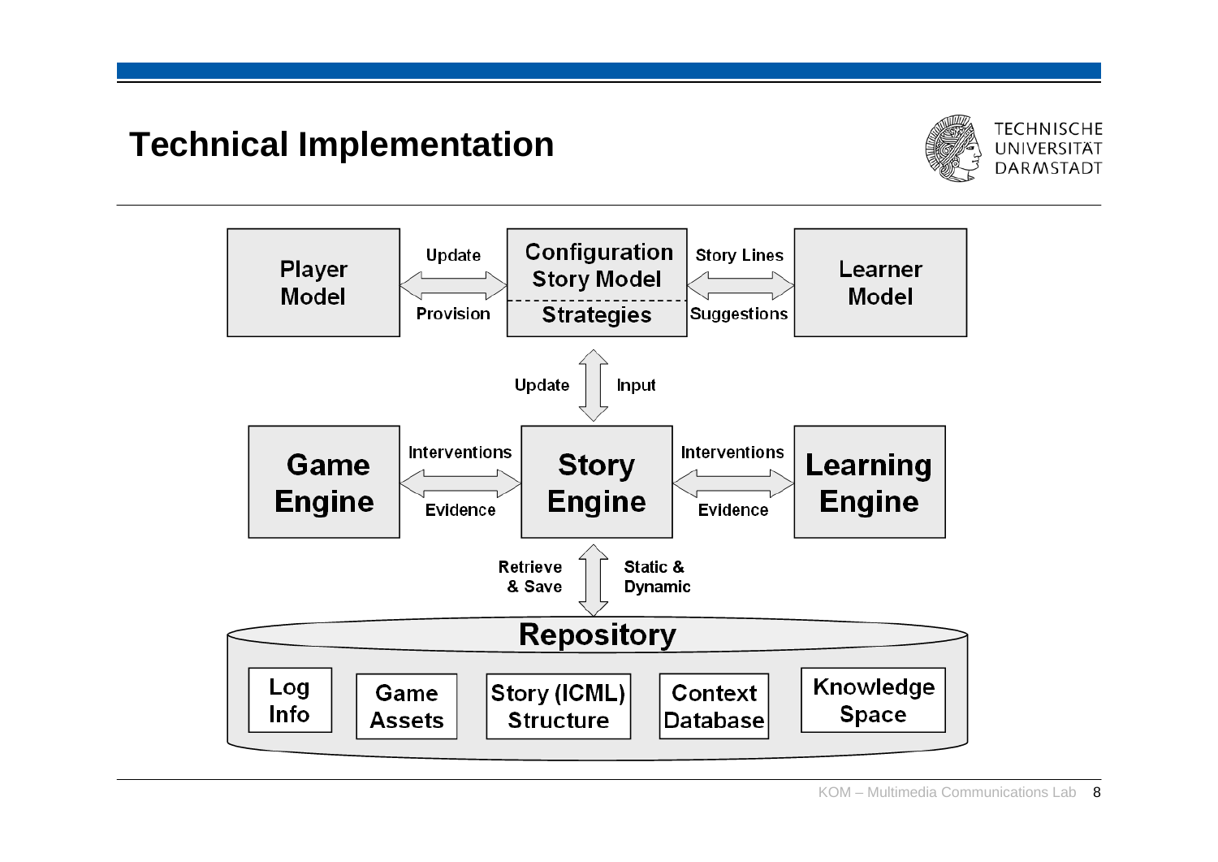# Technical Implementation

Player Model

Update

Provision

Configuration Story Model

Strategies

Story Lines

Suggestions

Learner Model

Update

Input

Game Engine

Interventions

Evidence

Story Engine

Interventions

Evidence

Learning Engine

Retrieve & Save

Static & Dynamic

Repository

Log Info

Game Assets

Story (ICML) Structure

Context Database

Knowledge Space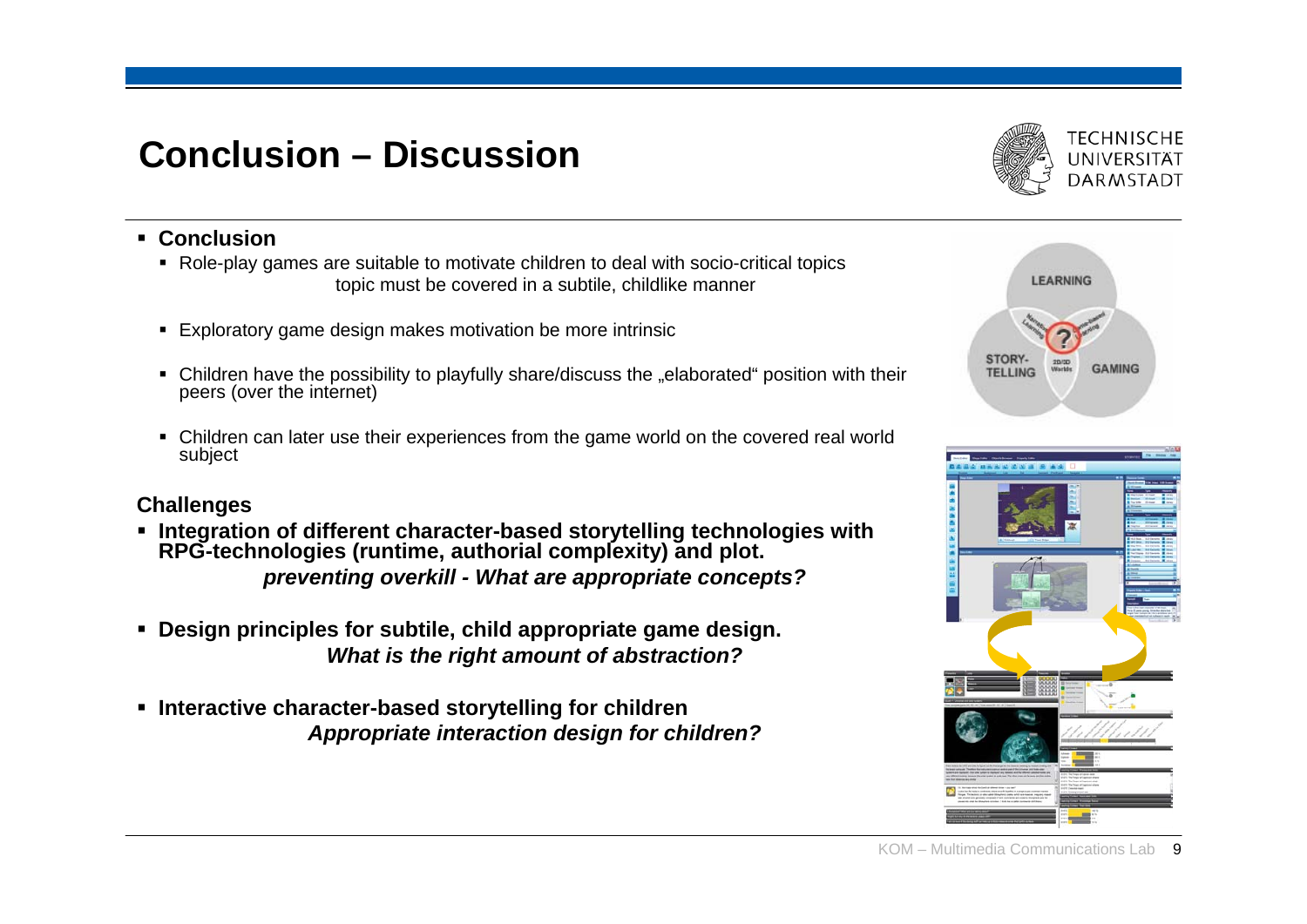# Conclusion – Discussion

- **Conclusion**
  - Role-play games are suitable to motivate children to deal with socio-critical topics
    topic must be covered in a subtile, childlike manner
  - Exploratory game design makes motivation be more intrinsic
  - Children have the possibility to playfully share/discuss the „elaborated" position with their peers (over the internet)
  - Children can later use their experiences from the game world on the covered real world subject

**Challenges**

- **Integration of different character-based storytelling technologies with RPG-technologies (runtime, authorial complexity) and plot.**
  ***preventing overkill - What are appropriate concepts?***
- **Design principles for subtile, child appropriate game design.**
  ***What is the right amount of abstraction?***
- **Interactive character-based storytelling for children**
  ***Appropriate interaction design for children?***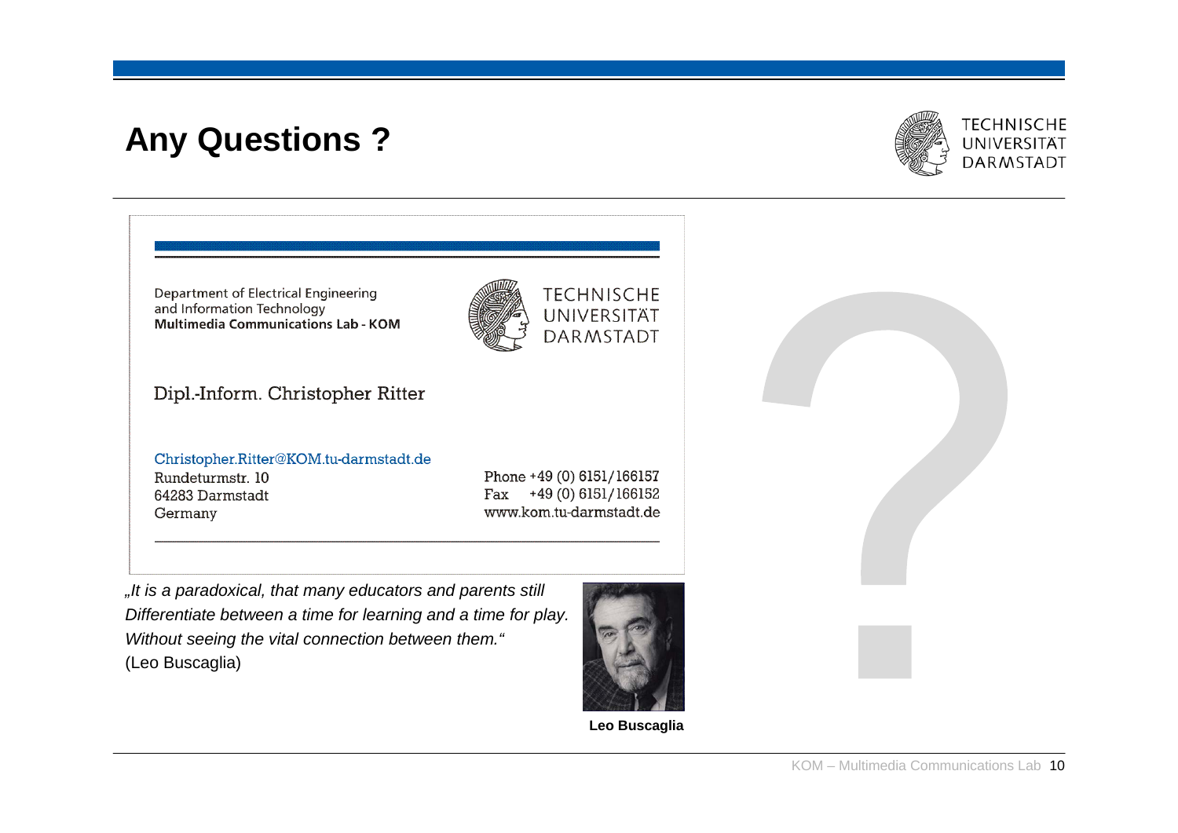# Any Questions ?

Department of Electrical Engineering
and Information Technology
**Multimedia Communications Lab - KOM**

TECHNISCHE
UNIVERSITÄT
DARMSTADT

Dipl.-Inform. Christopher Ritter

Christopher.Ritter@KOM.tu-darmstadt.de
Rundeturmstr. 10
64283 Darmstadt
Germany

Phone +49 (0) 6151/166157
Fax +49 (0) 6151/166152
www.kom.tu-darmstadt.de

*„It is a paradoxical, that many educators and parents still Differentiate between a time for learning and a time for play. Without seeing the vital connection between them."*
(Leo Buscaglia)

**Leo Buscaglia**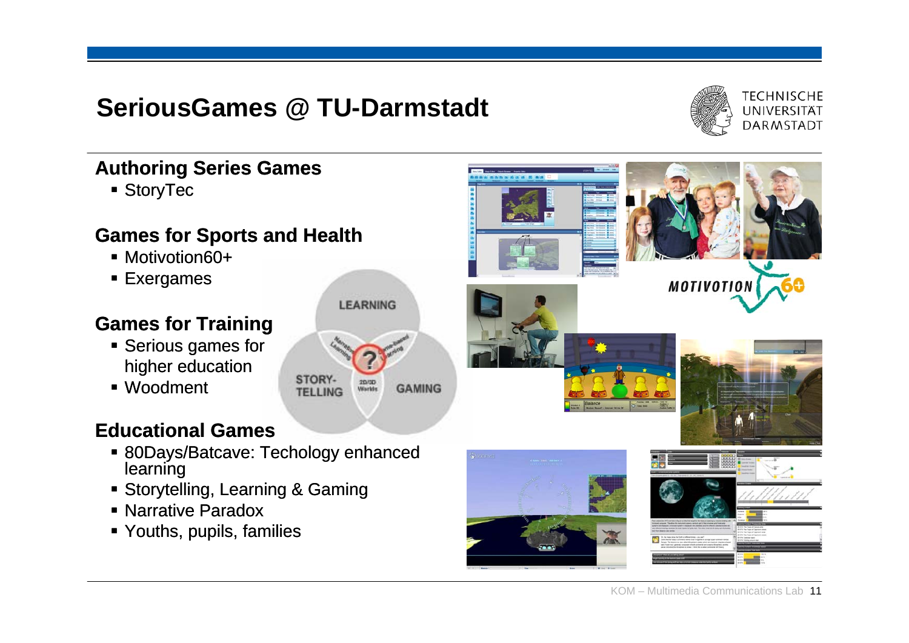# SeriousGames @ TU-Darmstadt

## Authoring Series Games

- StoryTec

## Games for Sports and Health

- Motivotion60+
- Exergames

## Games for Training

- Serious games for higher education
- Woodment

## Educational Games

- 80Days/Batcave: Techology enhanced learning
- Storytelling, Learning & Gaming
- Narrative Paradox
- Youths, pupils, families